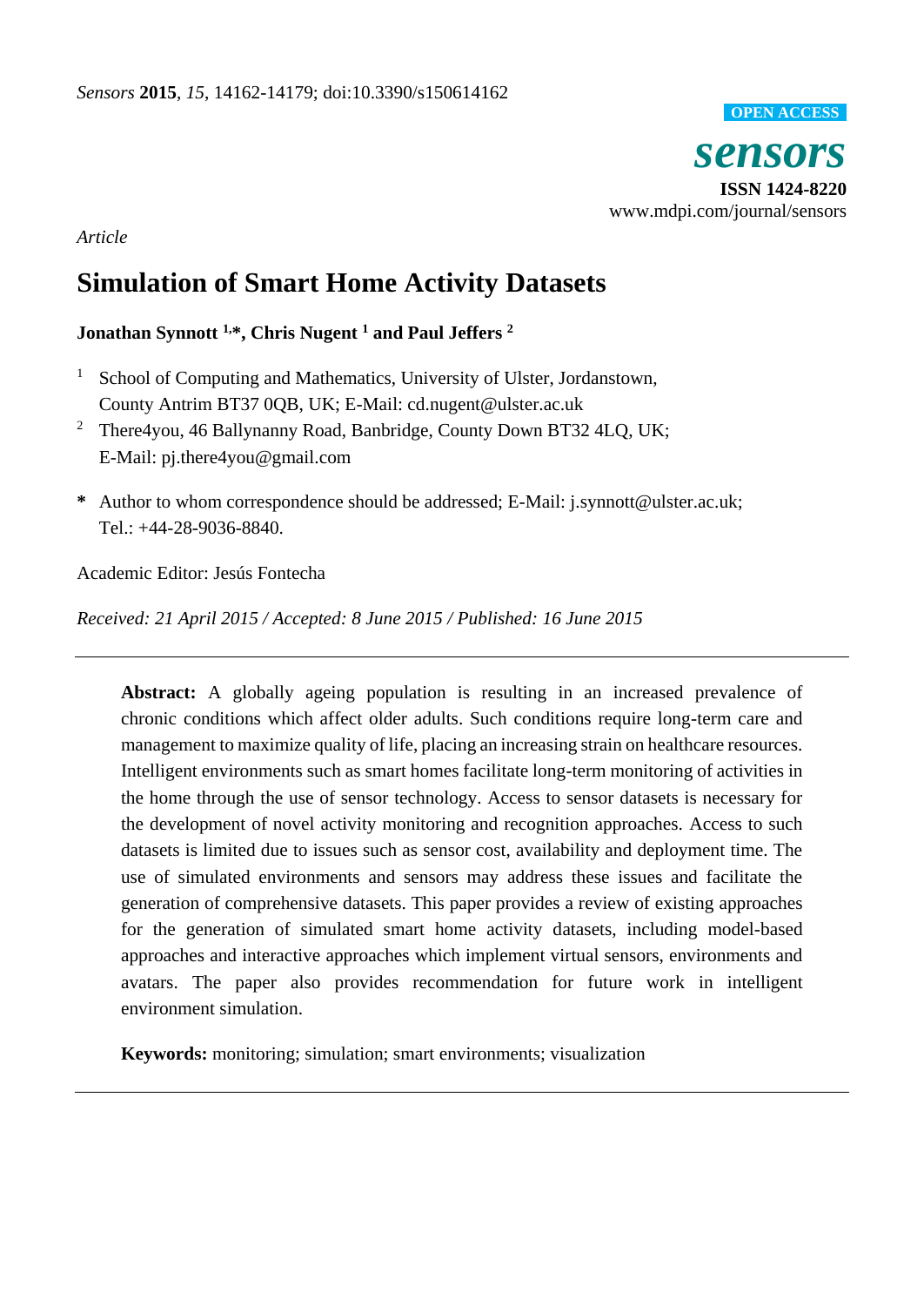*Article*

# Simulation of Smart Home Activity Datasets

**Jonathan Synnott [1,*], Chris Nugent [1] and Paul Jeffers [2]**

[1] School of Computing and Mathematics, University of Ulster, Jordanstown, County Antrim BT37 0QB, UK; E-Mail: cd.nugent@ulster.ac.uk

[2] There4you, 46 Ballynanny Road, Banbridge, County Down BT32 4LQ, UK; E-Mail: pj.there4you@gmail.com

**\*** Author to whom correspondence should be addressed; E-Mail: j.synnott@ulster.ac.uk; Tel.: +44-28-9036-8840.

Academic Editor: Jesús Fontecha

*Received: 21 April 2015 / Accepted: 8 June 2015 / Published: 16 June 2015*

---

**Abstract:** A globally ageing population is resulting in an increased prevalence of chronic conditions which affect older adults. Such conditions require long-term care and management to maximize quality of life, placing an increasing strain on healthcare resources. Intelligent environments such as smart homes facilitate long-term monitoring of activities in the home through the use of sensor technology. Access to sensor datasets is necessary for the development of novel activity monitoring and recognition approaches. Access to such datasets is limited due to issues such as sensor cost, availability and deployment time. The use of simulated environments and sensors may address these issues and facilitate the generation of comprehensive datasets. This paper provides a review of existing approaches for the generation of simulated smart home activity datasets, including model-based approaches and interactive approaches which implement virtual sensors, environments and avatars. The paper also provides recommendation for future work in intelligent environment simulation.

**Keywords:** monitoring; simulation; smart environments; visualization

---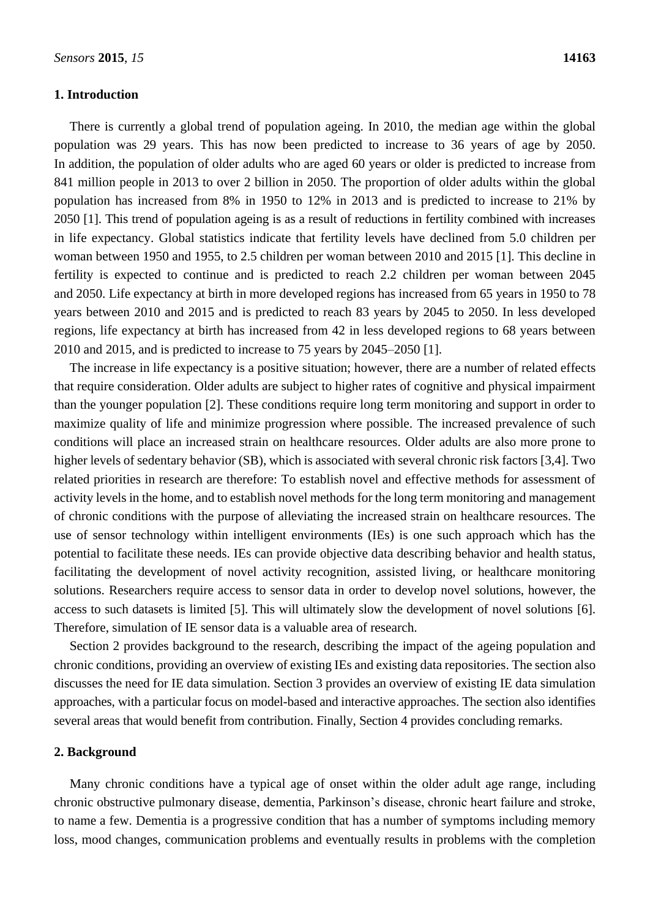## 1. Introduction

There is currently a global trend of population ageing. In 2010, the median age within the global population was 29 years. This has now been predicted to increase to 36 years of age by 2050. In addition, the population of older adults who are aged 60 years or older is predicted to increase from 841 million people in 2013 to over 2 billion in 2050. The proportion of older adults within the global population has increased from 8% in 1950 to 12% in 2013 and is predicted to increase to 21% by 2050 [1]. This trend of population ageing is as a result of reductions in fertility combined with increases in life expectancy. Global statistics indicate that fertility levels have declined from 5.0 children per woman between 1950 and 1955, to 2.5 children per woman between 2010 and 2015 [1]. This decline in fertility is expected to continue and is predicted to reach 2.2 children per woman between 2045 and 2050. Life expectancy at birth in more developed regions has increased from 65 years in 1950 to 78 years between 2010 and 2015 and is predicted to reach 83 years by 2045 to 2050. In less developed regions, life expectancy at birth has increased from 42 in less developed regions to 68 years between 2010 and 2015, and is predicted to increase to 75 years by 2045–2050 [1].

The increase in life expectancy is a positive situation; however, there are a number of related effects that require consideration. Older adults are subject to higher rates of cognitive and physical impairment than the younger population [2]. These conditions require long term monitoring and support in order to maximize quality of life and minimize progression where possible. The increased prevalence of such conditions will place an increased strain on healthcare resources. Older adults are also more prone to higher levels of sedentary behavior (SB), which is associated with several chronic risk factors [3,4]. Two related priorities in research are therefore: To establish novel and effective methods for assessment of activity levels in the home, and to establish novel methods for the long term monitoring and management of chronic conditions with the purpose of alleviating the increased strain on healthcare resources. The use of sensor technology within intelligent environments (IEs) is one such approach which has the potential to facilitate these needs. IEs can provide objective data describing behavior and health status, facilitating the development of novel activity recognition, assisted living, or healthcare monitoring solutions. Researchers require access to sensor data in order to develop novel solutions, however, the access to such datasets is limited [5]. This will ultimately slow the development of novel solutions [6]. Therefore, simulation of IE sensor data is a valuable area of research.

Section 2 provides background to the research, describing the impact of the ageing population and chronic conditions, providing an overview of existing IEs and existing data repositories. The section also discusses the need for IE data simulation. Section 3 provides an overview of existing IE data simulation approaches, with a particular focus on model-based and interactive approaches. The section also identifies several areas that would benefit from contribution. Finally, Section 4 provides concluding remarks.

## 2. Background

Many chronic conditions have a typical age of onset within the older adult age range, including chronic obstructive pulmonary disease, dementia, Parkinson's disease, chronic heart failure and stroke, to name a few. Dementia is a progressive condition that has a number of symptoms including memory loss, mood changes, communication problems and eventually results in problems with the completion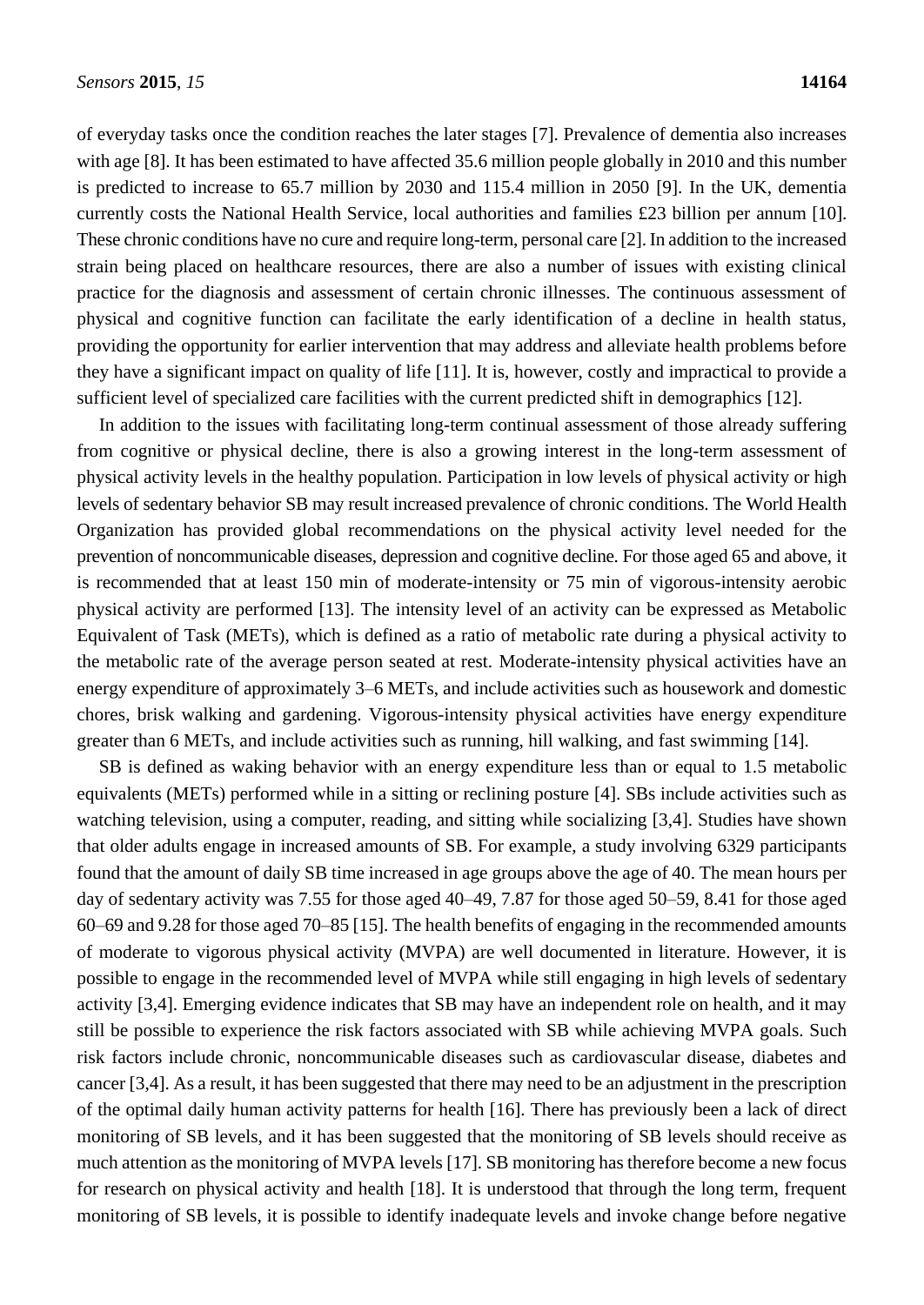of everyday tasks once the condition reaches the later stages [7]. Prevalence of dementia also increases with age [8]. It has been estimated to have affected 35.6 million people globally in 2010 and this number is predicted to increase to 65.7 million by 2030 and 115.4 million in 2050 [9]. In the UK, dementia currently costs the National Health Service, local authorities and families £23 billion per annum [10]. These chronic conditions have no cure and require long-term, personal care [2]. In addition to the increased strain being placed on healthcare resources, there are also a number of issues with existing clinical practice for the diagnosis and assessment of certain chronic illnesses. The continuous assessment of physical and cognitive function can facilitate the early identification of a decline in health status, providing the opportunity for earlier intervention that may address and alleviate health problems before they have a significant impact on quality of life [11]. It is, however, costly and impractical to provide a sufficient level of specialized care facilities with the current predicted shift in demographics [12].

In addition to the issues with facilitating long-term continual assessment of those already suffering from cognitive or physical decline, there is also a growing interest in the long-term assessment of physical activity levels in the healthy population. Participation in low levels of physical activity or high levels of sedentary behavior SB may result increased prevalence of chronic conditions. The World Health Organization has provided global recommendations on the physical activity level needed for the prevention of noncommunicable diseases, depression and cognitive decline. For those aged 65 and above, it is recommended that at least 150 min of moderate-intensity or 75 min of vigorous-intensity aerobic physical activity are performed [13]. The intensity level of an activity can be expressed as Metabolic Equivalent of Task (METs), which is defined as a ratio of metabolic rate during a physical activity to the metabolic rate of the average person seated at rest. Moderate-intensity physical activities have an energy expenditure of approximately 3–6 METs, and include activities such as housework and domestic chores, brisk walking and gardening. Vigorous-intensity physical activities have energy expenditure greater than 6 METs, and include activities such as running, hill walking, and fast swimming [14].

SB is defined as waking behavior with an energy expenditure less than or equal to 1.5 metabolic equivalents (METs) performed while in a sitting or reclining posture [4]. SBs include activities such as watching television, using a computer, reading, and sitting while socializing [3,4]. Studies have shown that older adults engage in increased amounts of SB. For example, a study involving 6329 participants found that the amount of daily SB time increased in age groups above the age of 40. The mean hours per day of sedentary activity was 7.55 for those aged 40–49, 7.87 for those aged 50–59, 8.41 for those aged 60–69 and 9.28 for those aged 70–85 [15]. The health benefits of engaging in the recommended amounts of moderate to vigorous physical activity (MVPA) are well documented in literature. However, it is possible to engage in the recommended level of MVPA while still engaging in high levels of sedentary activity [3,4]. Emerging evidence indicates that SB may have an independent role on health, and it may still be possible to experience the risk factors associated with SB while achieving MVPA goals. Such risk factors include chronic, noncommunicable diseases such as cardiovascular disease, diabetes and cancer [3,4]. As a result, it has been suggested that there may need to be an adjustment in the prescription of the optimal daily human activity patterns for health [16]. There has previously been a lack of direct monitoring of SB levels, and it has been suggested that the monitoring of SB levels should receive as much attention as the monitoring of MVPA levels [17]. SB monitoring has therefore become a new focus for research on physical activity and health [18]. It is understood that through the long term, frequent monitoring of SB levels, it is possible to identify inadequate levels and invoke change before negative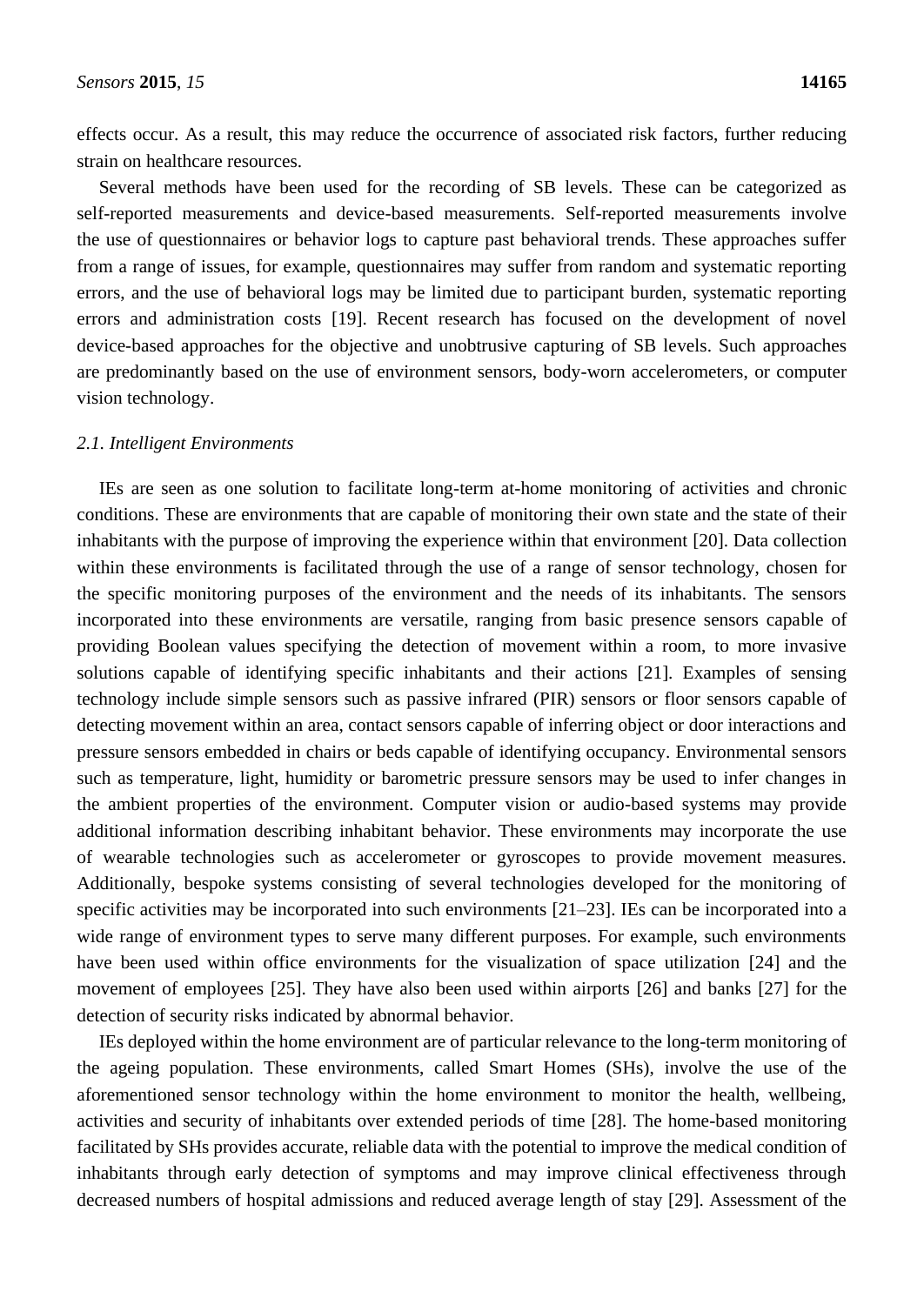effects occur. As a result, this may reduce the occurrence of associated risk factors, further reducing strain on healthcare resources.

Several methods have been used for the recording of SB levels. These can be categorized as self-reported measurements and device-based measurements. Self-reported measurements involve the use of questionnaires or behavior logs to capture past behavioral trends. These approaches suffer from a range of issues, for example, questionnaires may suffer from random and systematic reporting errors, and the use of behavioral logs may be limited due to participant burden, systematic reporting errors and administration costs [19]. Recent research has focused on the development of novel device-based approaches for the objective and unobtrusive capturing of SB levels. Such approaches are predominantly based on the use of environment sensors, body-worn accelerometers, or computer vision technology.

### *2.1. Intelligent Environments*

IEs are seen as one solution to facilitate long-term at-home monitoring of activities and chronic conditions. These are environments that are capable of monitoring their own state and the state of their inhabitants with the purpose of improving the experience within that environment [20]. Data collection within these environments is facilitated through the use of a range of sensor technology, chosen for the specific monitoring purposes of the environment and the needs of its inhabitants. The sensors incorporated into these environments are versatile, ranging from basic presence sensors capable of providing Boolean values specifying the detection of movement within a room, to more invasive solutions capable of identifying specific inhabitants and their actions [21]. Examples of sensing technology include simple sensors such as passive infrared (PIR) sensors or floor sensors capable of detecting movement within an area, contact sensors capable of inferring object or door interactions and pressure sensors embedded in chairs or beds capable of identifying occupancy. Environmental sensors such as temperature, light, humidity or barometric pressure sensors may be used to infer changes in the ambient properties of the environment. Computer vision or audio-based systems may provide additional information describing inhabitant behavior. These environments may incorporate the use of wearable technologies such as accelerometer or gyroscopes to provide movement measures. Additionally, bespoke systems consisting of several technologies developed for the monitoring of specific activities may be incorporated into such environments [21–23]. IEs can be incorporated into a wide range of environment types to serve many different purposes. For example, such environments have been used within office environments for the visualization of space utilization [24] and the movement of employees [25]. They have also been used within airports [26] and banks [27] for the detection of security risks indicated by abnormal behavior.

IEs deployed within the home environment are of particular relevance to the long-term monitoring of the ageing population. These environments, called Smart Homes (SHs), involve the use of the aforementioned sensor technology within the home environment to monitor the health, wellbeing, activities and security of inhabitants over extended periods of time [28]. The home-based monitoring facilitated by SHs provides accurate, reliable data with the potential to improve the medical condition of inhabitants through early detection of symptoms and may improve clinical effectiveness through decreased numbers of hospital admissions and reduced average length of stay [29]. Assessment of the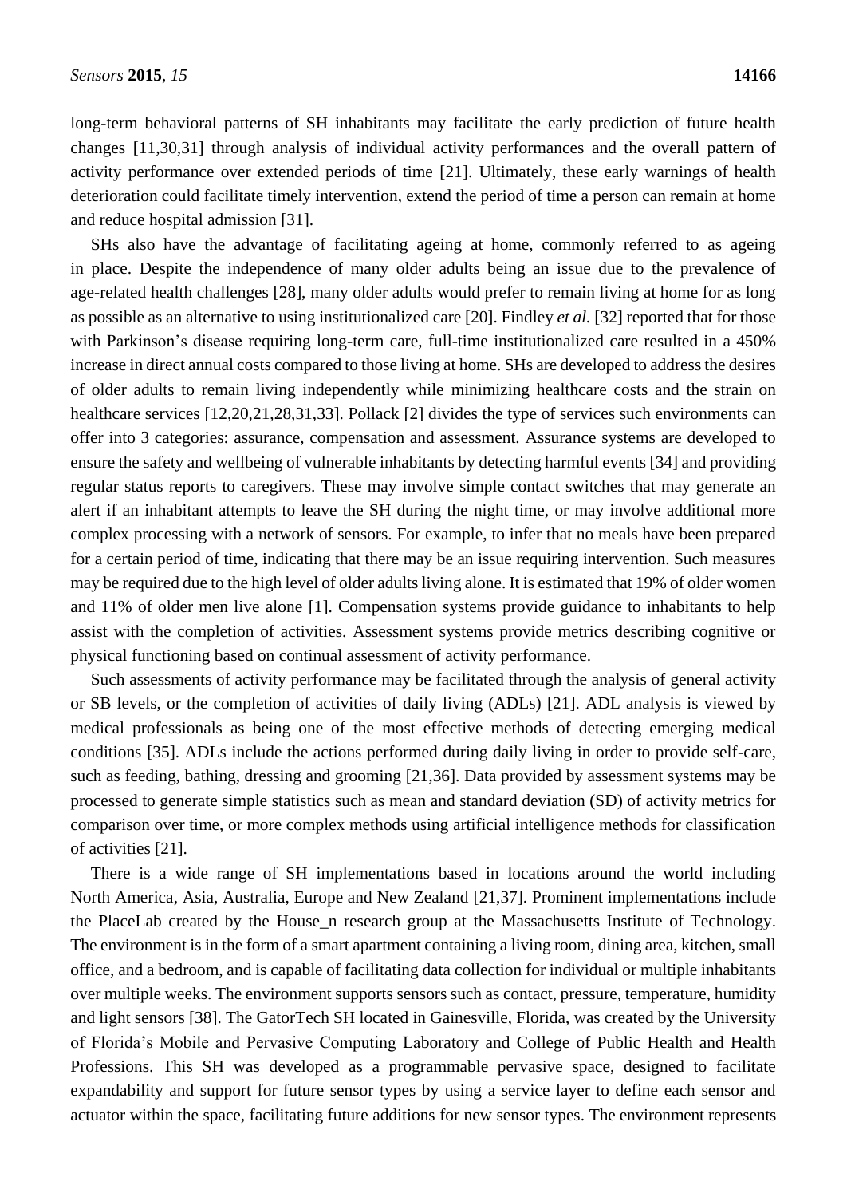long-term behavioral patterns of SH inhabitants may facilitate the early prediction of future health changes [11,30,31] through analysis of individual activity performances and the overall pattern of activity performance over extended periods of time [21]. Ultimately, these early warnings of health deterioration could facilitate timely intervention, extend the period of time a person can remain at home and reduce hospital admission [31].

SHs also have the advantage of facilitating ageing at home, commonly referred to as ageing in place. Despite the independence of many older adults being an issue due to the prevalence of age-related health challenges [28], many older adults would prefer to remain living at home for as long as possible as an alternative to using institutionalized care [20]. Findley *et al.* [32] reported that for those with Parkinson's disease requiring long-term care, full-time institutionalized care resulted in a 450% increase in direct annual costs compared to those living at home. SHs are developed to address the desires of older adults to remain living independently while minimizing healthcare costs and the strain on healthcare services [12,20,21,28,31,33]. Pollack [2] divides the type of services such environments can offer into 3 categories: assurance, compensation and assessment. Assurance systems are developed to ensure the safety and wellbeing of vulnerable inhabitants by detecting harmful events [34] and providing regular status reports to caregivers. These may involve simple contact switches that may generate an alert if an inhabitant attempts to leave the SH during the night time, or may involve additional more complex processing with a network of sensors. For example, to infer that no meals have been prepared for a certain period of time, indicating that there may be an issue requiring intervention. Such measures may be required due to the high level of older adults living alone. It is estimated that 19% of older women and 11% of older men live alone [1]. Compensation systems provide guidance to inhabitants to help assist with the completion of activities. Assessment systems provide metrics describing cognitive or physical functioning based on continual assessment of activity performance.

Such assessments of activity performance may be facilitated through the analysis of general activity or SB levels, or the completion of activities of daily living (ADLs) [21]. ADL analysis is viewed by medical professionals as being one of the most effective methods of detecting emerging medical conditions [35]. ADLs include the actions performed during daily living in order to provide self-care, such as feeding, bathing, dressing and grooming [21,36]. Data provided by assessment systems may be processed to generate simple statistics such as mean and standard deviation (SD) of activity metrics for comparison over time, or more complex methods using artificial intelligence methods for classification of activities [21].

There is a wide range of SH implementations based in locations around the world including North America, Asia, Australia, Europe and New Zealand [21,37]. Prominent implementations include the PlaceLab created by the House_n research group at the Massachusetts Institute of Technology. The environment is in the form of a smart apartment containing a living room, dining area, kitchen, small office, and a bedroom, and is capable of facilitating data collection for individual or multiple inhabitants over multiple weeks. The environment supports sensors such as contact, pressure, temperature, humidity and light sensors [38]. The GatorTech SH located in Gainesville, Florida, was created by the University of Florida's Mobile and Pervasive Computing Laboratory and College of Public Health and Health Professions. This SH was developed as a programmable pervasive space, designed to facilitate expandability and support for future sensor types by using a service layer to define each sensor and actuator within the space, facilitating future additions for new sensor types. The environment represents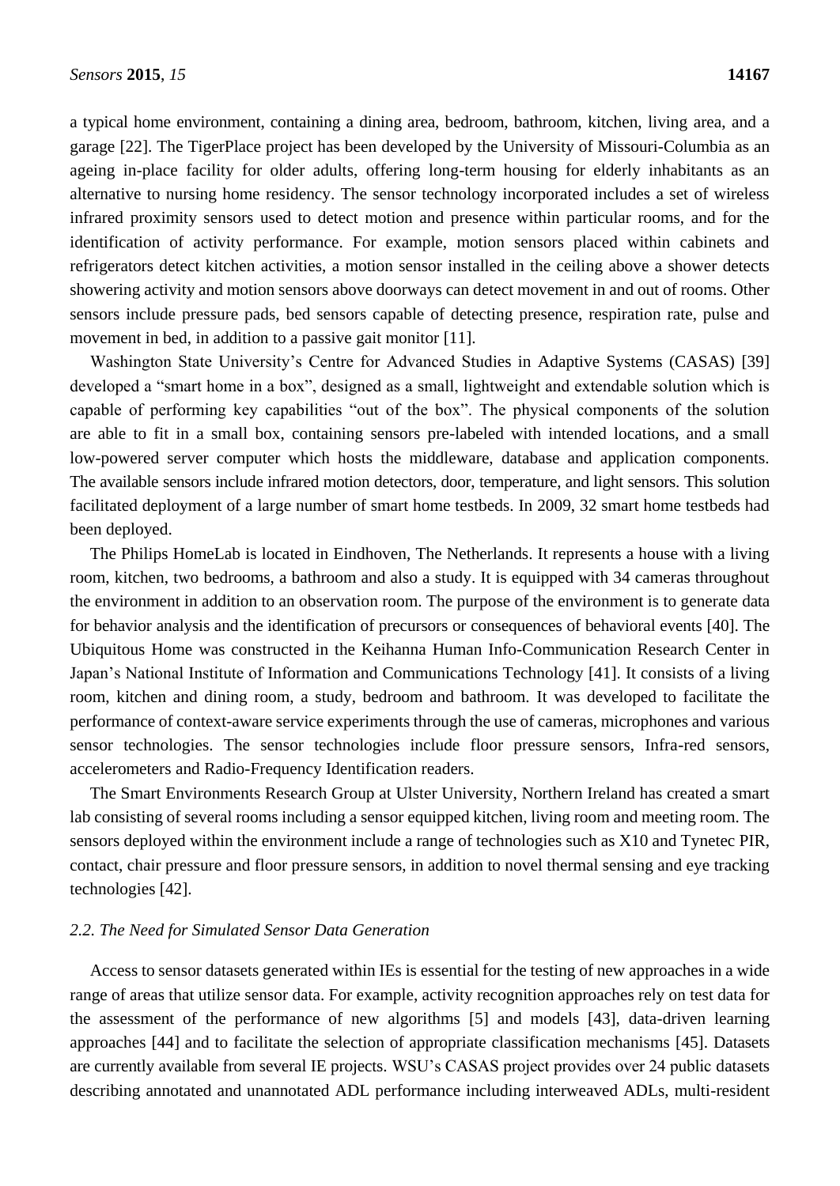a typical home environment, containing a dining area, bedroom, bathroom, kitchen, living area, and a garage [22]. The TigerPlace project has been developed by the University of Missouri-Columbia as an ageing in-place facility for older adults, offering long-term housing for elderly inhabitants as an alternative to nursing home residency. The sensor technology incorporated includes a set of wireless infrared proximity sensors used to detect motion and presence within particular rooms, and for the identification of activity performance. For example, motion sensors placed within cabinets and refrigerators detect kitchen activities, a motion sensor installed in the ceiling above a shower detects showering activity and motion sensors above doorways can detect movement in and out of rooms. Other sensors include pressure pads, bed sensors capable of detecting presence, respiration rate, pulse and movement in bed, in addition to a passive gait monitor [11].

Washington State University's Centre for Advanced Studies in Adaptive Systems (CASAS) [39] developed a "smart home in a box", designed as a small, lightweight and extendable solution which is capable of performing key capabilities "out of the box". The physical components of the solution are able to fit in a small box, containing sensors pre-labeled with intended locations, and a small low-powered server computer which hosts the middleware, database and application components. The available sensors include infrared motion detectors, door, temperature, and light sensors. This solution facilitated deployment of a large number of smart home testbeds. In 2009, 32 smart home testbeds had been deployed.

The Philips HomeLab is located in Eindhoven, The Netherlands. It represents a house with a living room, kitchen, two bedrooms, a bathroom and also a study. It is equipped with 34 cameras throughout the environment in addition to an observation room. The purpose of the environment is to generate data for behavior analysis and the identification of precursors or consequences of behavioral events [40]. The Ubiquitous Home was constructed in the Keihanna Human Info-Communication Research Center in Japan's National Institute of Information and Communications Technology [41]. It consists of a living room, kitchen and dining room, a study, bedroom and bathroom. It was developed to facilitate the performance of context-aware service experiments through the use of cameras, microphones and various sensor technologies. The sensor technologies include floor pressure sensors, Infra-red sensors, accelerometers and Radio-Frequency Identification readers.

The Smart Environments Research Group at Ulster University, Northern Ireland has created a smart lab consisting of several rooms including a sensor equipped kitchen, living room and meeting room. The sensors deployed within the environment include a range of technologies such as X10 and Tynetec PIR, contact, chair pressure and floor pressure sensors, in addition to novel thermal sensing and eye tracking technologies [42].

### *2.2. The Need for Simulated Sensor Data Generation*

Access to sensor datasets generated within IEs is essential for the testing of new approaches in a wide range of areas that utilize sensor data. For example, activity recognition approaches rely on test data for the assessment of the performance of new algorithms [5] and models [43], data-driven learning approaches [44] and to facilitate the selection of appropriate classification mechanisms [45]. Datasets are currently available from several IE projects. WSU's CASAS project provides over 24 public datasets describing annotated and unannotated ADL performance including interweaved ADLs, multi-resident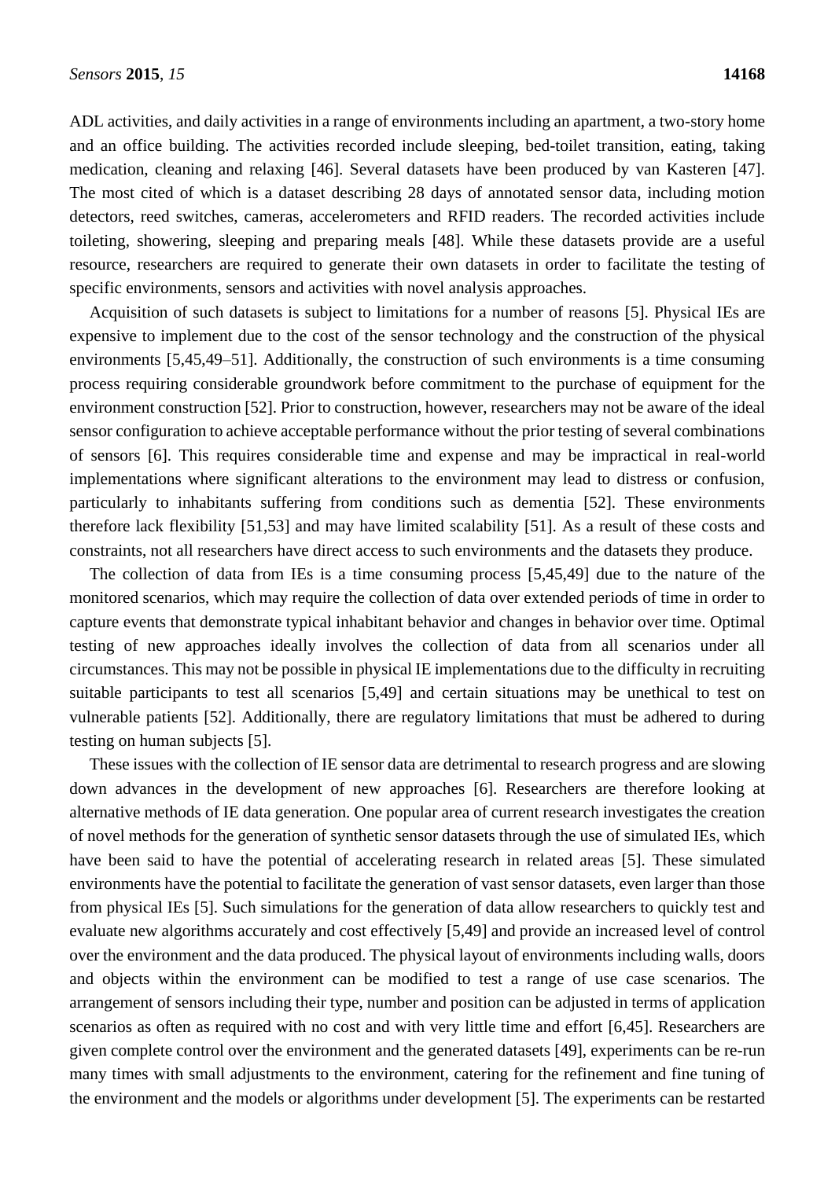ADL activities, and daily activities in a range of environments including an apartment, a two-story home and an office building. The activities recorded include sleeping, bed-toilet transition, eating, taking medication, cleaning and relaxing [46]. Several datasets have been produced by van Kasteren [47]. The most cited of which is a dataset describing 28 days of annotated sensor data, including motion detectors, reed switches, cameras, accelerometers and RFID readers. The recorded activities include toileting, showering, sleeping and preparing meals [48]. While these datasets provide are a useful resource, researchers are required to generate their own datasets in order to facilitate the testing of specific environments, sensors and activities with novel analysis approaches.

Acquisition of such datasets is subject to limitations for a number of reasons [5]. Physical IEs are expensive to implement due to the cost of the sensor technology and the construction of the physical environments [5,45,49–51]. Additionally, the construction of such environments is a time consuming process requiring considerable groundwork before commitment to the purchase of equipment for the environment construction [52]. Prior to construction, however, researchers may not be aware of the ideal sensor configuration to achieve acceptable performance without the prior testing of several combinations of sensors [6]. This requires considerable time and expense and may be impractical in real-world implementations where significant alterations to the environment may lead to distress or confusion, particularly to inhabitants suffering from conditions such as dementia [52]. These environments therefore lack flexibility [51,53] and may have limited scalability [51]. As a result of these costs and constraints, not all researchers have direct access to such environments and the datasets they produce.

The collection of data from IEs is a time consuming process [5,45,49] due to the nature of the monitored scenarios, which may require the collection of data over extended periods of time in order to capture events that demonstrate typical inhabitant behavior and changes in behavior over time. Optimal testing of new approaches ideally involves the collection of data from all scenarios under all circumstances. This may not be possible in physical IE implementations due to the difficulty in recruiting suitable participants to test all scenarios [5,49] and certain situations may be unethical to test on vulnerable patients [52]. Additionally, there are regulatory limitations that must be adhered to during testing on human subjects [5].

These issues with the collection of IE sensor data are detrimental to research progress and are slowing down advances in the development of new approaches [6]. Researchers are therefore looking at alternative methods of IE data generation. One popular area of current research investigates the creation of novel methods for the generation of synthetic sensor datasets through the use of simulated IEs, which have been said to have the potential of accelerating research in related areas [5]. These simulated environments have the potential to facilitate the generation of vast sensor datasets, even larger than those from physical IEs [5]. Such simulations for the generation of data allow researchers to quickly test and evaluate new algorithms accurately and cost effectively [5,49] and provide an increased level of control over the environment and the data produced. The physical layout of environments including walls, doors and objects within the environment can be modified to test a range of use case scenarios. The arrangement of sensors including their type, number and position can be adjusted in terms of application scenarios as often as required with no cost and with very little time and effort [6,45]. Researchers are given complete control over the environment and the generated datasets [49], experiments can be re-run many times with small adjustments to the environment, catering for the refinement and fine tuning of the environment and the models or algorithms under development [5]. The experiments can be restarted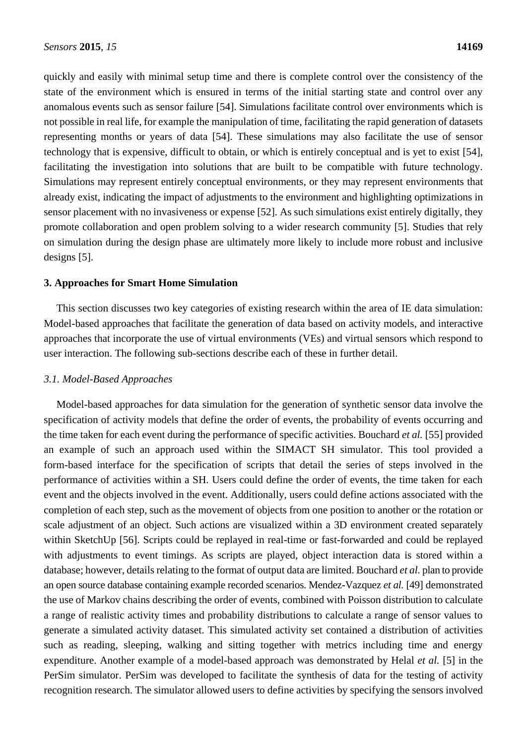quickly and easily with minimal setup time and there is complete control over the consistency of the state of the environment which is ensured in terms of the initial starting state and control over any anomalous events such as sensor failure [54]. Simulations facilitate control over environments which is not possible in real life, for example the manipulation of time, facilitating the rapid generation of datasets representing months or years of data [54]. These simulations may also facilitate the use of sensor technology that is expensive, difficult to obtain, or which is entirely conceptual and is yet to exist [54], facilitating the investigation into solutions that are built to be compatible with future technology. Simulations may represent entirely conceptual environments, or they may represent environments that already exist, indicating the impact of adjustments to the environment and highlighting optimizations in sensor placement with no invasiveness or expense [52]. As such simulations exist entirely digitally, they promote collaboration and open problem solving to a wider research community [5]. Studies that rely on simulation during the design phase are ultimately more likely to include more robust and inclusive designs [5].

## 3. Approaches for Smart Home Simulation

This section discusses two key categories of existing research within the area of IE data simulation: Model-based approaches that facilitate the generation of data based on activity models, and interactive approaches that incorporate the use of virtual environments (VEs) and virtual sensors which respond to user interaction. The following sub-sections describe each of these in further detail.

### *3.1. Model-Based Approaches*

Model-based approaches for data simulation for the generation of synthetic sensor data involve the specification of activity models that define the order of events, the probability of events occurring and the time taken for each event during the performance of specific activities. Bouchard *et al.* [55] provided an example of such an approach used within the SIMACT SH simulator. This tool provided a form-based interface for the specification of scripts that detail the series of steps involved in the performance of activities within a SH. Users could define the order of events, the time taken for each event and the objects involved in the event. Additionally, users could define actions associated with the completion of each step, such as the movement of objects from one position to another or the rotation or scale adjustment of an object. Such actions are visualized within a 3D environment created separately within SketchUp [56]. Scripts could be replayed in real-time or fast-forwarded and could be replayed with adjustments to event timings. As scripts are played, object interaction data is stored within a database; however, details relating to the format of output data are limited. Bouchard *et al.* plan to provide an open source database containing example recorded scenarios. Mendez-Vazquez *et al.* [49] demonstrated the use of Markov chains describing the order of events, combined with Poisson distribution to calculate a range of realistic activity times and probability distributions to calculate a range of sensor values to generate a simulated activity dataset. This simulated activity set contained a distribution of activities such as reading, sleeping, walking and sitting together with metrics including time and energy expenditure. Another example of a model-based approach was demonstrated by Helal *et al.* [5] in the PerSim simulator. PerSim was developed to facilitate the synthesis of data for the testing of activity recognition research. The simulator allowed users to define activities by specifying the sensors involved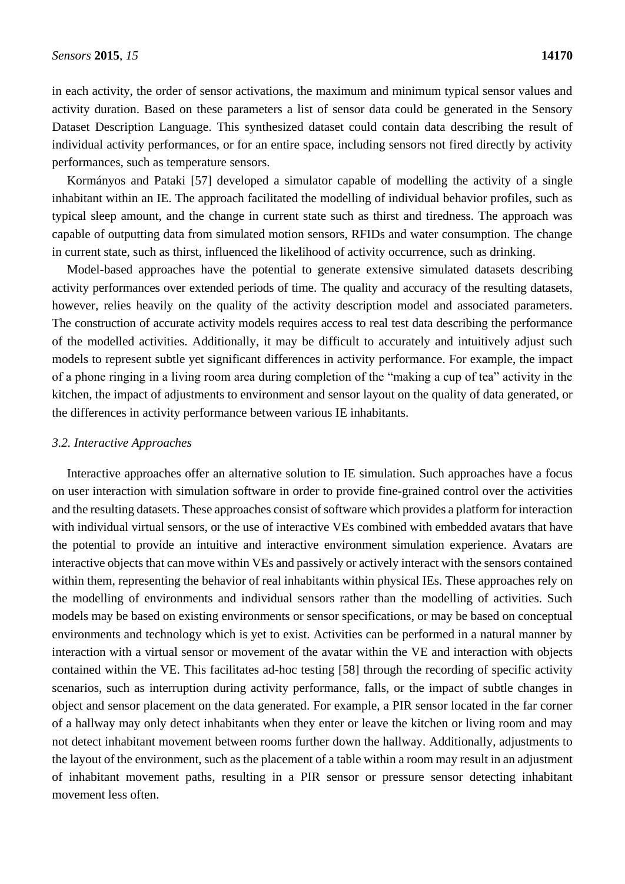in each activity, the order of sensor activations, the maximum and minimum typical sensor values and activity duration. Based on these parameters a list of sensor data could be generated in the Sensory Dataset Description Language. This synthesized dataset could contain data describing the result of individual activity performances, or for an entire space, including sensors not fired directly by activity performances, such as temperature sensors.

Kormányos and Pataki [57] developed a simulator capable of modelling the activity of a single inhabitant within an IE. The approach facilitated the modelling of individual behavior profiles, such as typical sleep amount, and the change in current state such as thirst and tiredness. The approach was capable of outputting data from simulated motion sensors, RFIDs and water consumption. The change in current state, such as thirst, influenced the likelihood of activity occurrence, such as drinking.

Model-based approaches have the potential to generate extensive simulated datasets describing activity performances over extended periods of time. The quality and accuracy of the resulting datasets, however, relies heavily on the quality of the activity description model and associated parameters. The construction of accurate activity models requires access to real test data describing the performance of the modelled activities. Additionally, it may be difficult to accurately and intuitively adjust such models to represent subtle yet significant differences in activity performance. For example, the impact of a phone ringing in a living room area during completion of the "making a cup of tea" activity in the kitchen, the impact of adjustments to environment and sensor layout on the quality of data generated, or the differences in activity performance between various IE inhabitants.

### *3.2. Interactive Approaches*

Interactive approaches offer an alternative solution to IE simulation. Such approaches have a focus on user interaction with simulation software in order to provide fine-grained control over the activities and the resulting datasets. These approaches consist of software which provides a platform for interaction with individual virtual sensors, or the use of interactive VEs combined with embedded avatars that have the potential to provide an intuitive and interactive environment simulation experience. Avatars are interactive objects that can move within VEs and passively or actively interact with the sensors contained within them, representing the behavior of real inhabitants within physical IEs. These approaches rely on the modelling of environments and individual sensors rather than the modelling of activities. Such models may be based on existing environments or sensor specifications, or may be based on conceptual environments and technology which is yet to exist. Activities can be performed in a natural manner by interaction with a virtual sensor or movement of the avatar within the VE and interaction with objects contained within the VE. This facilitates ad-hoc testing [58] through the recording of specific activity scenarios, such as interruption during activity performance, falls, or the impact of subtle changes in object and sensor placement on the data generated. For example, a PIR sensor located in the far corner of a hallway may only detect inhabitants when they enter or leave the kitchen or living room and may not detect inhabitant movement between rooms further down the hallway. Additionally, adjustments to the layout of the environment, such as the placement of a table within a room may result in an adjustment of inhabitant movement paths, resulting in a PIR sensor or pressure sensor detecting inhabitant movement less often.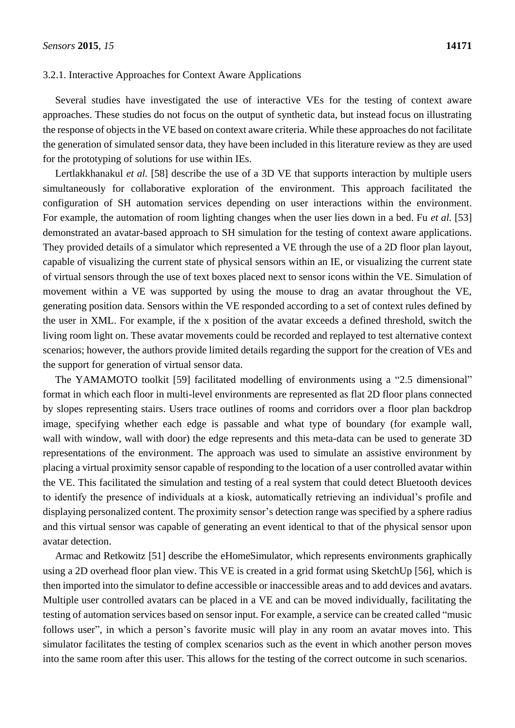#### 3.2.1. Interactive Approaches for Context Aware Applications

Several studies have investigated the use of interactive VEs for the testing of context aware approaches. These studies do not focus on the output of synthetic data, but instead focus on illustrating the response of objects in the VE based on context aware criteria. While these approaches do not facilitate the generation of simulated sensor data, they have been included in this literature review as they are used for the prototyping of solutions for use within IEs.

Lertlakkhanakul *et al.* [58] describe the use of a 3D VE that supports interaction by multiple users simultaneously for collaborative exploration of the environment. This approach facilitated the configuration of SH automation services depending on user interactions within the environment. For example, the automation of room lighting changes when the user lies down in a bed. Fu *et al.* [53] demonstrated an avatar-based approach to SH simulation for the testing of context aware applications. They provided details of a simulator which represented a VE through the use of a 2D floor plan layout, capable of visualizing the current state of physical sensors within an IE, or visualizing the current state of virtual sensors through the use of text boxes placed next to sensor icons within the VE. Simulation of movement within a VE was supported by using the mouse to drag an avatar throughout the VE, generating position data. Sensors within the VE responded according to a set of context rules defined by the user in XML. For example, if the x position of the avatar exceeds a defined threshold, switch the living room light on. These avatar movements could be recorded and replayed to test alternative context scenarios; however, the authors provide limited details regarding the support for the creation of VEs and the support for generation of virtual sensor data.

The YAMAMOTO toolkit [59] facilitated modelling of environments using a "2.5 dimensional" format in which each floor in multi-level environments are represented as flat 2D floor plans connected by slopes representing stairs. Users trace outlines of rooms and corridors over a floor plan backdrop image, specifying whether each edge is passable and what type of boundary (for example wall, wall with window, wall with door) the edge represents and this meta-data can be used to generate 3D representations of the environment. The approach was used to simulate an assistive environment by placing a virtual proximity sensor capable of responding to the location of a user controlled avatar within the VE. This facilitated the simulation and testing of a real system that could detect Bluetooth devices to identify the presence of individuals at a kiosk, automatically retrieving an individual's profile and displaying personalized content. The proximity sensor's detection range was specified by a sphere radius and this virtual sensor was capable of generating an event identical to that of the physical sensor upon avatar detection.

Armac and Retkowitz [51] describe the eHomeSimulator, which represents environments graphically using a 2D overhead floor plan view. This VE is created in a grid format using SketchUp [56], which is then imported into the simulator to define accessible or inaccessible areas and to add devices and avatars. Multiple user controlled avatars can be placed in a VE and can be moved individually, facilitating the testing of automation services based on sensor input. For example, a service can be created called "music follows user", in which a person's favorite music will play in any room an avatar moves into. This simulator facilitates the testing of complex scenarios such as the event in which another person moves into the same room after this user. This allows for the testing of the correct outcome in such scenarios.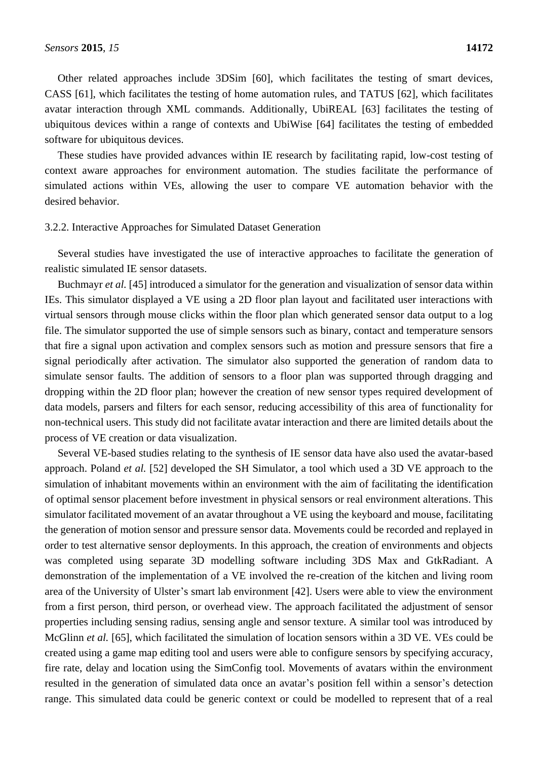Other related approaches include 3DSim [60], which facilitates the testing of smart devices, CASS [61], which facilitates the testing of home automation rules, and TATUS [62], which facilitates avatar interaction through XML commands. Additionally, UbiREAL [63] facilitates the testing of ubiquitous devices within a range of contexts and UbiWise [64] facilitates the testing of embedded software for ubiquitous devices.

These studies have provided advances within IE research by facilitating rapid, low-cost testing of context aware approaches for environment automation. The studies facilitate the performance of simulated actions within VEs, allowing the user to compare VE automation behavior with the desired behavior.

#### 3.2.2. Interactive Approaches for Simulated Dataset Generation

Several studies have investigated the use of interactive approaches to facilitate the generation of realistic simulated IE sensor datasets.

Buchmayr *et al.* [45] introduced a simulator for the generation and visualization of sensor data within IEs. This simulator displayed a VE using a 2D floor plan layout and facilitated user interactions with virtual sensors through mouse clicks within the floor plan which generated sensor data output to a log file. The simulator supported the use of simple sensors such as binary, contact and temperature sensors that fire a signal upon activation and complex sensors such as motion and pressure sensors that fire a signal periodically after activation. The simulator also supported the generation of random data to simulate sensor faults. The addition of sensors to a floor plan was supported through dragging and dropping within the 2D floor plan; however the creation of new sensor types required development of data models, parsers and filters for each sensor, reducing accessibility of this area of functionality for non-technical users. This study did not facilitate avatar interaction and there are limited details about the process of VE creation or data visualization.

Several VE-based studies relating to the synthesis of IE sensor data have also used the avatar-based approach. Poland *et al.* [52] developed the SH Simulator, a tool which used a 3D VE approach to the simulation of inhabitant movements within an environment with the aim of facilitating the identification of optimal sensor placement before investment in physical sensors or real environment alterations. This simulator facilitated movement of an avatar throughout a VE using the keyboard and mouse, facilitating the generation of motion sensor and pressure sensor data. Movements could be recorded and replayed in order to test alternative sensor deployments. In this approach, the creation of environments and objects was completed using separate 3D modelling software including 3DS Max and GtkRadiant. A demonstration of the implementation of a VE involved the re-creation of the kitchen and living room area of the University of Ulster's smart lab environment [42]. Users were able to view the environment from a first person, third person, or overhead view. The approach facilitated the adjustment of sensor properties including sensing radius, sensing angle and sensor texture. A similar tool was introduced by McGlinn *et al.* [65], which facilitated the simulation of location sensors within a 3D VE. VEs could be created using a game map editing tool and users were able to configure sensors by specifying accuracy, fire rate, delay and location using the SimConfig tool. Movements of avatars within the environment resulted in the generation of simulated data once an avatar's position fell within a sensor's detection range. This simulated data could be generic context or could be modelled to represent that of a real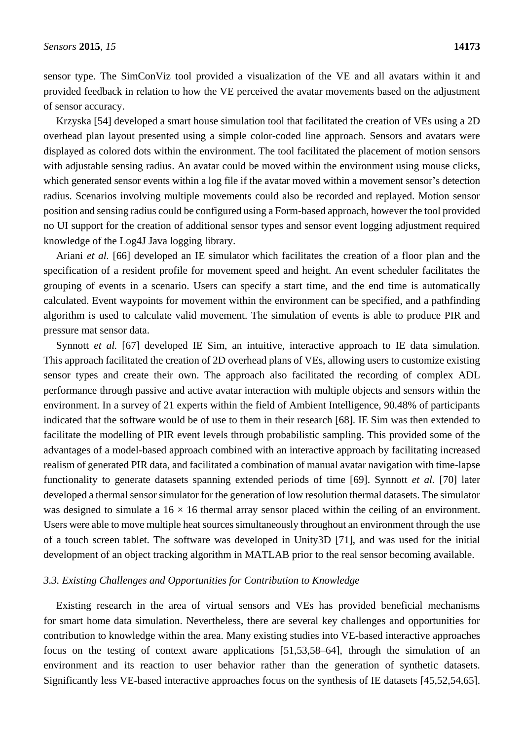sensor type. The SimConViz tool provided a visualization of the VE and all avatars within it and provided feedback in relation to how the VE perceived the avatar movements based on the adjustment of sensor accuracy.

Krzyska [54] developed a smart house simulation tool that facilitated the creation of VEs using a 2D overhead plan layout presented using a simple color-coded line approach. Sensors and avatars were displayed as colored dots within the environment. The tool facilitated the placement of motion sensors with adjustable sensing radius. An avatar could be moved within the environment using mouse clicks, which generated sensor events within a log file if the avatar moved within a movement sensor's detection radius. Scenarios involving multiple movements could also be recorded and replayed. Motion sensor position and sensing radius could be configured using a Form-based approach, however the tool provided no UI support for the creation of additional sensor types and sensor event logging adjustment required knowledge of the Log4J Java logging library.

Ariani *et al.* [66] developed an IE simulator which facilitates the creation of a floor plan and the specification of a resident profile for movement speed and height. An event scheduler facilitates the grouping of events in a scenario. Users can specify a start time, and the end time is automatically calculated. Event waypoints for movement within the environment can be specified, and a pathfinding algorithm is used to calculate valid movement. The simulation of events is able to produce PIR and pressure mat sensor data.

Synnott *et al.* [67] developed IE Sim, an intuitive, interactive approach to IE data simulation. This approach facilitated the creation of 2D overhead plans of VEs, allowing users to customize existing sensor types and create their own. The approach also facilitated the recording of complex ADL performance through passive and active avatar interaction with multiple objects and sensors within the environment. In a survey of 21 experts within the field of Ambient Intelligence, 90.48% of participants indicated that the software would be of use to them in their research [68]. IE Sim was then extended to facilitate the modelling of PIR event levels through probabilistic sampling. This provided some of the advantages of a model-based approach combined with an interactive approach by facilitating increased realism of generated PIR data, and facilitated a combination of manual avatar navigation with time-lapse functionality to generate datasets spanning extended periods of time [69]. Synnott *et al.* [70] later developed a thermal sensor simulator for the generation of low resolution thermal datasets. The simulator was designed to simulate a $16 \times 16$ thermal array sensor placed within the ceiling of an environment. Users were able to move multiple heat sources simultaneously throughout an environment through the use of a touch screen tablet. The software was developed in Unity3D [71], and was used for the initial development of an object tracking algorithm in MATLAB prior to the real sensor becoming available.

### *3.3. Existing Challenges and Opportunities for Contribution to Knowledge*

Existing research in the area of virtual sensors and VEs has provided beneficial mechanisms for smart home data simulation. Nevertheless, there are several key challenges and opportunities for contribution to knowledge within the area. Many existing studies into VE-based interactive approaches focus on the testing of context aware applications [51,53,58–64], through the simulation of an environment and its reaction to user behavior rather than the generation of synthetic datasets. Significantly less VE-based interactive approaches focus on the synthesis of IE datasets [45,52,54,65].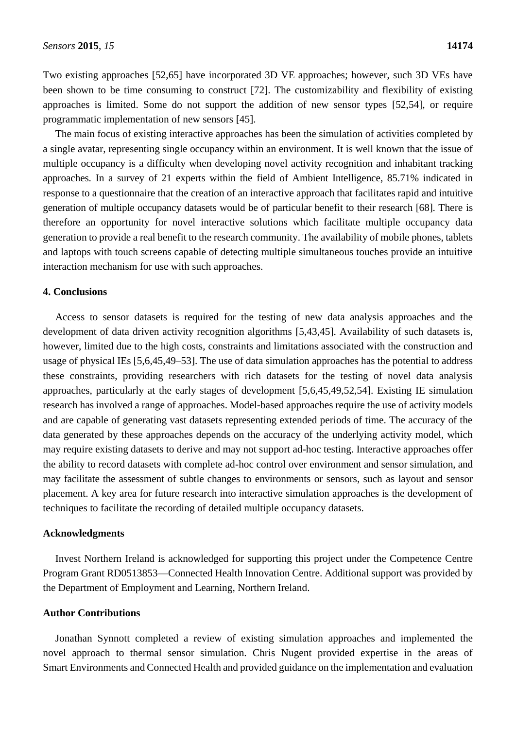Two existing approaches [52,65] have incorporated 3D VE approaches; however, such 3D VEs have been shown to be time consuming to construct [72]. The customizability and flexibility of existing approaches is limited. Some do not support the addition of new sensor types [52,54], or require programmatic implementation of new sensors [45].

The main focus of existing interactive approaches has been the simulation of activities completed by a single avatar, representing single occupancy within an environment. It is well known that the issue of multiple occupancy is a difficulty when developing novel activity recognition and inhabitant tracking approaches. In a survey of 21 experts within the field of Ambient Intelligence, 85.71% indicated in response to a questionnaire that the creation of an interactive approach that facilitates rapid and intuitive generation of multiple occupancy datasets would be of particular benefit to their research [68]. There is therefore an opportunity for novel interactive solutions which facilitate multiple occupancy data generation to provide a real benefit to the research community. The availability of mobile phones, tablets and laptops with touch screens capable of detecting multiple simultaneous touches provide an intuitive interaction mechanism for use with such approaches.

## 4. Conclusions

Access to sensor datasets is required for the testing of new data analysis approaches and the development of data driven activity recognition algorithms [5,43,45]. Availability of such datasets is, however, limited due to the high costs, constraints and limitations associated with the construction and usage of physical IEs [5,6,45,49–53]. The use of data simulation approaches has the potential to address these constraints, providing researchers with rich datasets for the testing of novel data analysis approaches, particularly at the early stages of development [5,6,45,49,52,54]. Existing IE simulation research has involved a range of approaches. Model-based approaches require the use of activity models and are capable of generating vast datasets representing extended periods of time. The accuracy of the data generated by these approaches depends on the accuracy of the underlying activity model, which may require existing datasets to derive and may not support ad-hoc testing. Interactive approaches offer the ability to record datasets with complete ad-hoc control over environment and sensor simulation, and may facilitate the assessment of subtle changes to environments or sensors, such as layout and sensor placement. A key area for future research into interactive simulation approaches is the development of techniques to facilitate the recording of detailed multiple occupancy datasets.

## Acknowledgments

Invest Northern Ireland is acknowledged for supporting this project under the Competence Centre Program Grant RD0513853—Connected Health Innovation Centre. Additional support was provided by the Department of Employment and Learning, Northern Ireland.

## Author Contributions

Jonathan Synnott completed a review of existing simulation approaches and implemented the novel approach to thermal sensor simulation. Chris Nugent provided expertise in the areas of Smart Environments and Connected Health and provided guidance on the implementation and evaluation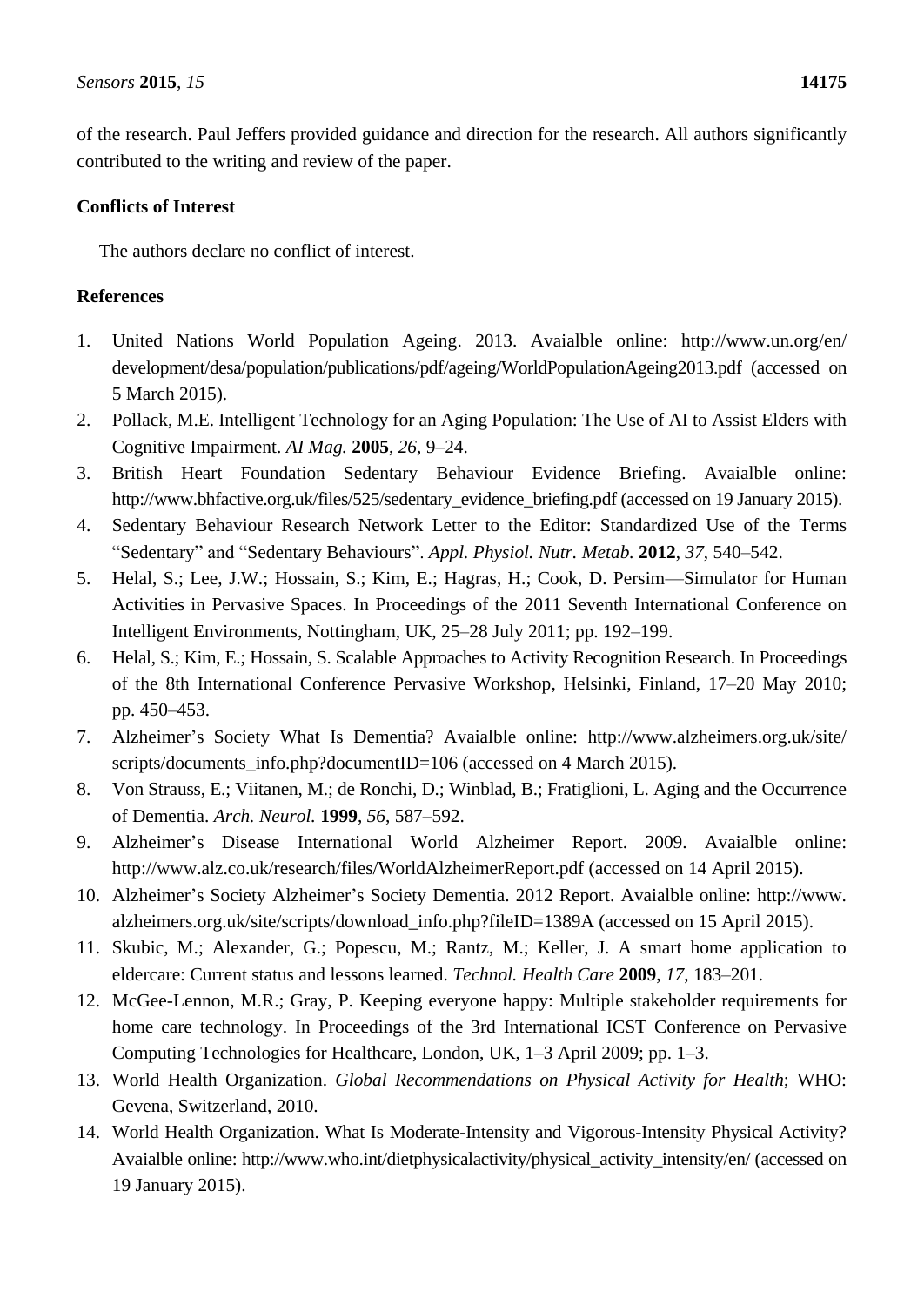of the research. Paul Jeffers provided guidance and direction for the research. All authors significantly contributed to the writing and review of the paper.

**Conflicts of Interest**

The authors declare no conflict of interest.

**References**

1. United Nations World Population Ageing. 2013. Avaialble online: http://www.un.org/en/development/desa/population/publications/pdf/ageing/WorldPopulationAgeing2013.pdf (accessed on 5 March 2015).
2. Pollack, M.E. Intelligent Technology for an Aging Population: The Use of AI to Assist Elders with Cognitive Impairment. *AI Mag.* **2005**, *26*, 9–24.
3. British Heart Foundation Sedentary Behaviour Evidence Briefing. Avaialble online: http://www.bhfactive.org.uk/files/525/sedentary_evidence_briefing.pdf (accessed on 19 January 2015).
4. Sedentary Behaviour Research Network Letter to the Editor: Standardized Use of the Terms "Sedentary" and "Sedentary Behaviours". *Appl. Physiol. Nutr. Metab.* **2012**, *37*, 540–542.
5. Helal, S.; Lee, J.W.; Hossain, S.; Kim, E.; Hagras, H.; Cook, D. Persim—Simulator for Human Activities in Pervasive Spaces. In Proceedings of the 2011 Seventh International Conference on Intelligent Environments, Nottingham, UK, 25–28 July 2011; pp. 192–199.
6. Helal, S.; Kim, E.; Hossain, S. Scalable Approaches to Activity Recognition Research. In Proceedings of the 8th International Conference Pervasive Workshop, Helsinki, Finland, 17–20 May 2010; pp. 450–453.
7. Alzheimer's Society What Is Dementia? Avaialble online: http://www.alzheimers.org.uk/site/scripts/documents_info.php?documentID=106 (accessed on 4 March 2015).
8. Von Strauss, E.; Viitanen, M.; de Ronchi, D.; Winblad, B.; Fratiglioni, L. Aging and the Occurrence of Dementia. *Arch. Neurol.* **1999**, *56*, 587–592.
9. Alzheimer's Disease International World Alzheimer Report. 2009. Avaialble online: http://www.alz.co.uk/research/files/WorldAlzheimerReport.pdf (accessed on 14 April 2015).
10. Alzheimer's Society Alzheimer's Society Dementia. 2012 Report. Avaialble online: http://www.alzheimers.org.uk/site/scripts/download_info.php?fileID=1389A (accessed on 15 April 2015).
11. Skubic, M.; Alexander, G.; Popescu, M.; Rantz, M.; Keller, J. A smart home application to eldercare: Current status and lessons learned. *Technol. Health Care* **2009**, *17*, 183–201.
12. McGee-Lennon, M.R.; Gray, P. Keeping everyone happy: Multiple stakeholder requirements for home care technology. In Proceedings of the 3rd International ICST Conference on Pervasive Computing Technologies for Healthcare, London, UK, 1–3 April 2009; pp. 1–3.
13. World Health Organization. *Global Recommendations on Physical Activity for Health*; WHO: Gevena, Switzerland, 2010.
14. World Health Organization. What Is Moderate-Intensity and Vigorous-Intensity Physical Activity? Avaialble online: http://www.who.int/dietphysicalactivity/physical_activity_intensity/en/ (accessed on 19 January 2015).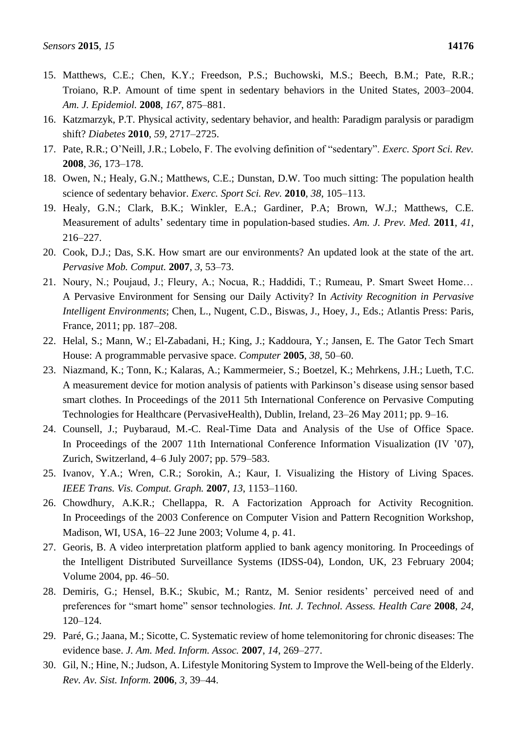15. Matthews, C.E.; Chen, K.Y.; Freedson, P.S.; Buchowski, M.S.; Beech, B.M.; Pate, R.R.; Troiano, R.P. Amount of time spent in sedentary behaviors in the United States, 2003–2004. *Am. J. Epidemiol.* **2008**, *167*, 875–881.
16. Katzmarzyk, P.T. Physical activity, sedentary behavior, and health: Paradigm paralysis or paradigm shift? *Diabetes* **2010**, *59*, 2717–2725.
17. Pate, R.R.; O'Neill, J.R.; Lobelo, F. The evolving definition of "sedentary". *Exerc. Sport Sci. Rev.* **2008**, *36*, 173–178.
18. Owen, N.; Healy, G.N.; Matthews, C.E.; Dunstan, D.W. Too much sitting: The population health science of sedentary behavior. *Exerc. Sport Sci. Rev.* **2010**, *38*, 105–113.
19. Healy, G.N.; Clark, B.K.; Winkler, E.A.; Gardiner, P.A; Brown, W.J.; Matthews, C.E. Measurement of adults' sedentary time in population-based studies. *Am. J. Prev. Med.* **2011**, *41*, 216–227.
20. Cook, D.J.; Das, S.K. How smart are our environments? An updated look at the state of the art. *Pervasive Mob. Comput.* **2007**, *3*, 53–73.
21. Noury, N.; Poujaud, J.; Fleury, A.; Nocua, R.; Haddidi, T.; Rumeau, P. Smart Sweet Home… A Pervasive Environment for Sensing our Daily Activity? In *Activity Recognition in Pervasive Intelligent Environments*; Chen, L., Nugent, C.D., Biswas, J., Hoey, J., Eds.; Atlantis Press: Paris, France, 2011; pp. 187–208.
22. Helal, S.; Mann, W.; El-Zabadani, H.; King, J.; Kaddoura, Y.; Jansen, E. The Gator Tech Smart House: A programmable pervasive space. *Computer* **2005**, *38*, 50–60.
23. Niazmand, K.; Tonn, K.; Kalaras, A.; Kammermeier, S.; Boetzel, K.; Mehrkens, J.H.; Lueth, T.C. A measurement device for motion analysis of patients with Parkinson's disease using sensor based smart clothes. In Proceedings of the 2011 5th International Conference on Pervasive Computing Technologies for Healthcare (PervasiveHealth), Dublin, Ireland, 23–26 May 2011; pp. 9–16.
24. Counsell, J.; Puybaraud, M.-C. Real-Time Data and Analysis of the Use of Office Space. In Proceedings of the 2007 11th International Conference Information Visualization (IV '07), Zurich, Switzerland, 4–6 July 2007; pp. 579–583.
25. Ivanov, Y.A.; Wren, C.R.; Sorokin, A.; Kaur, I. Visualizing the History of Living Spaces. *IEEE Trans. Vis. Comput. Graph.* **2007**, *13*, 1153–1160.
26. Chowdhury, A.K.R.; Chellappa, R. A Factorization Approach for Activity Recognition. In Proceedings of the 2003 Conference on Computer Vision and Pattern Recognition Workshop, Madison, WI, USA, 16–22 June 2003; Volume 4, p. 41.
27. Georis, B. A video interpretation platform applied to bank agency monitoring. In Proceedings of the Intelligent Distributed Surveillance Systems (IDSS-04), London, UK, 23 February 2004; Volume 2004, pp. 46–50.
28. Demiris, G.; Hensel, B.K.; Skubic, M.; Rantz, M. Senior residents' perceived need of and preferences for "smart home" sensor technologies. *Int. J. Technol. Assess. Health Care* **2008**, *24*, 120–124.
29. Paré, G.; Jaana, M.; Sicotte, C. Systematic review of home telemonitoring for chronic diseases: The evidence base. *J. Am. Med. Inform. Assoc.* **2007**, *14*, 269–277.
30. Gil, N.; Hine, N.; Judson, A. Lifestyle Monitoring System to Improve the Well-being of the Elderly. *Rev. Av. Sist. Inform.* **2006**, *3*, 39–44.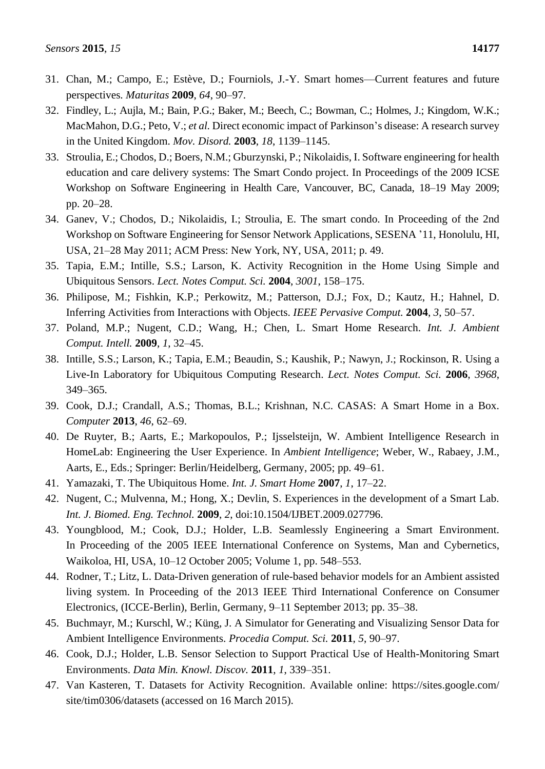31. Chan, M.; Campo, E.; Estève, D.; Fourniols, J.-Y. Smart homes—Current features and future perspectives. *Maturitas* **2009**, *64*, 90–97.
32. Findley, L.; Aujla, M.; Bain, P.G.; Baker, M.; Beech, C.; Bowman, C.; Holmes, J.; Kingdom, W.K.; MacMahon, D.G.; Peto, V.; *et al.* Direct economic impact of Parkinson's disease: A research survey in the United Kingdom. *Mov. Disord.* **2003**, *18*, 1139–1145.
33. Stroulia, E.; Chodos, D.; Boers, N.M.; Gburzynski, P.; Nikolaidis, I. Software engineering for health education and care delivery systems: The Smart Condo project. In Proceedings of the 2009 ICSE Workshop on Software Engineering in Health Care, Vancouver, BC, Canada, 18–19 May 2009; pp. 20–28.
34. Ganev, V.; Chodos, D.; Nikolaidis, I.; Stroulia, E. The smart condo. In Proceeding of the 2nd Workshop on Software Engineering for Sensor Network Applications, SESENA '11, Honolulu, HI, USA, 21–28 May 2011; ACM Press: New York, NY, USA, 2011; p. 49.
35. Tapia, E.M.; Intille, S.S.; Larson, K. Activity Recognition in the Home Using Simple and Ubiquitous Sensors. *Lect. Notes Comput. Sci.* **2004**, *3001*, 158–175.
36. Philipose, M.; Fishkin, K.P.; Perkowitz, M.; Patterson, D.J.; Fox, D.; Kautz, H.; Hahnel, D. Inferring Activities from Interactions with Objects. *IEEE Pervasive Comput.* **2004**, *3*, 50–57.
37. Poland, M.P.; Nugent, C.D.; Wang, H.; Chen, L. Smart Home Research. *Int. J. Ambient Comput. Intell.* **2009**, *1*, 32–45.
38. Intille, S.S.; Larson, K.; Tapia, E.M.; Beaudin, S.; Kaushik, P.; Nawyn, J.; Rockinson, R. Using a Live-In Laboratory for Ubiquitous Computing Research. *Lect. Notes Comput. Sci.* **2006**, *3968*, 349–365.
39. Cook, D.J.; Crandall, A.S.; Thomas, B.L.; Krishnan, N.C. CASAS: A Smart Home in a Box. *Computer* **2013**, *46*, 62–69.
40. De Ruyter, B.; Aarts, E.; Markopoulos, P.; Ijsselsteijn, W. Ambient Intelligence Research in HomeLab: Engineering the User Experience. In *Ambient Intelligence*; Weber, W., Rabaey, J.M., Aarts, E., Eds.; Springer: Berlin/Heidelberg, Germany, 2005; pp. 49–61.
41. Yamazaki, T. The Ubiquitous Home. *Int. J. Smart Home* **2007**, *1*, 17–22.
42. Nugent, C.; Mulvenna, M.; Hong, X.; Devlin, S. Experiences in the development of a Smart Lab. *Int. J. Biomed. Eng. Technol.* **2009**, *2*, doi:10.1504/IJBET.2009.027796.
43. Youngblood, M.; Cook, D.J.; Holder, L.B. Seamlessly Engineering a Smart Environment. In Proceeding of the 2005 IEEE International Conference on Systems, Man and Cybernetics, Waikoloa, HI, USA, 10–12 October 2005; Volume 1, pp. 548–553.
44. Rodner, T.; Litz, L. Data-Driven generation of rule-based behavior models for an Ambient assisted living system. In Proceeding of the 2013 IEEE Third International Conference on Consumer Electronics, (ICCE-Berlin), Berlin, Germany, 9–11 September 2013; pp. 35–38.
45. Buchmayr, M.; Kurschl, W.; Küng, J. A Simulator for Generating and Visualizing Sensor Data for Ambient Intelligence Environments. *Procedia Comput. Sci.* **2011**, *5*, 90–97.
46. Cook, D.J.; Holder, L.B. Sensor Selection to Support Practical Use of Health-Monitoring Smart Environments. *Data Min. Knowl. Discov.* **2011**, *1*, 339–351.
47. Van Kasteren, T. Datasets for Activity Recognition. Available online: https://sites.google.com/site/tim0306/datasets (accessed on 16 March 2015).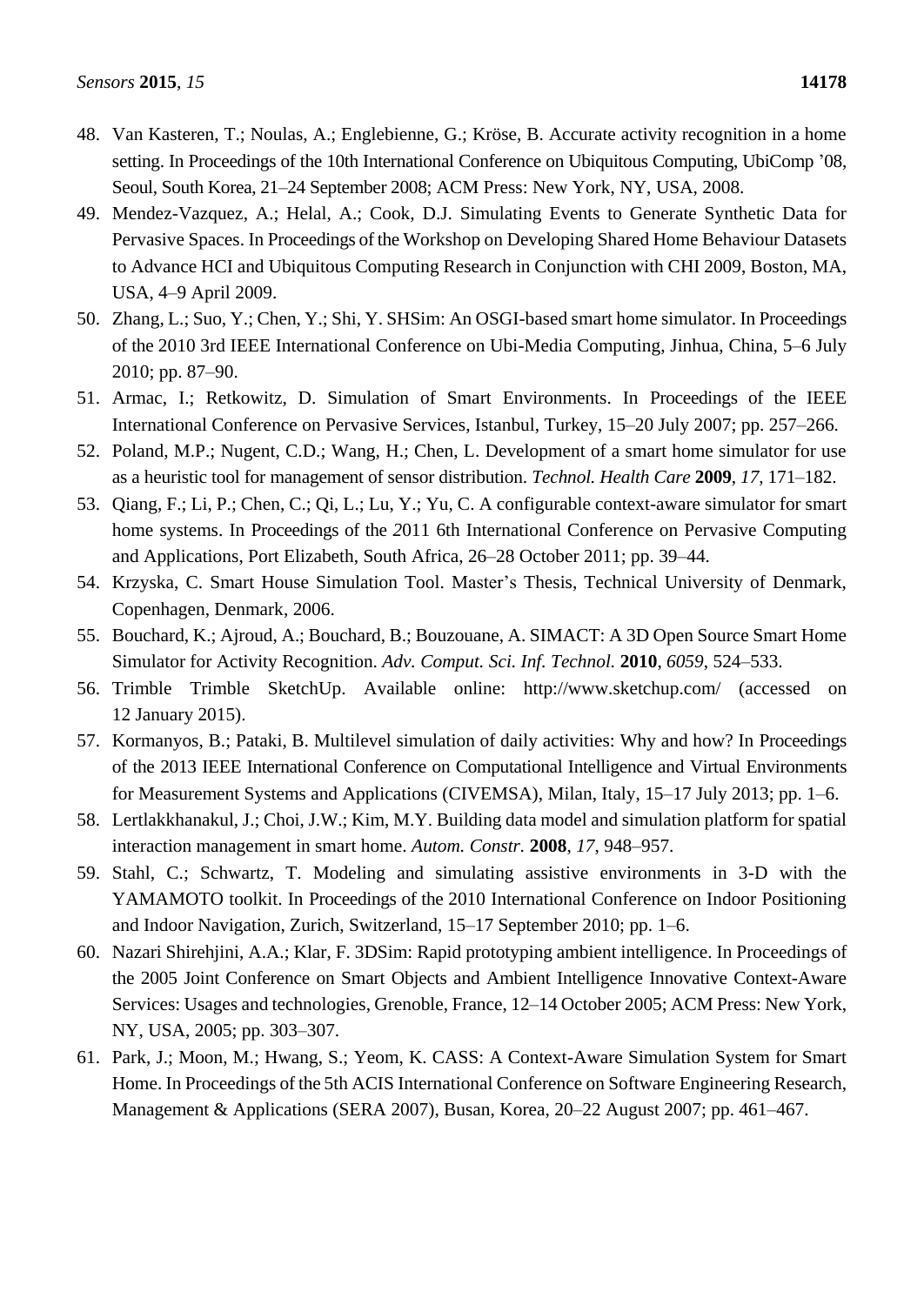48. Van Kasteren, T.; Noulas, A.; Englebienne, G.; Kröse, B. Accurate activity recognition in a home setting. In Proceedings of the 10th International Conference on Ubiquitous Computing, UbiComp '08, Seoul, South Korea, 21–24 September 2008; ACM Press: New York, NY, USA, 2008.
49. Mendez-Vazquez, A.; Helal, A.; Cook, D.J. Simulating Events to Generate Synthetic Data for Pervasive Spaces. In Proceedings of the Workshop on Developing Shared Home Behaviour Datasets to Advance HCI and Ubiquitous Computing Research in Conjunction with CHI 2009, Boston, MA, USA, 4–9 April 2009.
50. Zhang, L.; Suo, Y.; Chen, Y.; Shi, Y. SHSim: An OSGI-based smart home simulator. In Proceedings of the 2010 3rd IEEE International Conference on Ubi-Media Computing, Jinhua, China, 5–6 July 2010; pp. 87–90.
51. Armac, I.; Retkowitz, D. Simulation of Smart Environments. In Proceedings of the IEEE International Conference on Pervasive Services, Istanbul, Turkey, 15–20 July 2007; pp. 257–266.
52. Poland, M.P.; Nugent, C.D.; Wang, H.; Chen, L. Development of a smart home simulator for use as a heuristic tool for management of sensor distribution. *Technol. Health Care* **2009**, *17*, 171–182.
53. Qiang, F.; Li, P.; Chen, C.; Qi, L.; Lu, Y.; Yu, C. A configurable context-aware simulator for smart home systems. In Proceedings of the *2*011 6th International Conference on Pervasive Computing and Applications, Port Elizabeth, South Africa, 26–28 October 2011; pp. 39–44.
54. Krzyska, C. Smart House Simulation Tool. Master's Thesis, Technical University of Denmark, Copenhagen, Denmark, 2006.
55. Bouchard, K.; Ajroud, A.; Bouchard, B.; Bouzouane, A. SIMACT: A 3D Open Source Smart Home Simulator for Activity Recognition. *Adv. Comput. Sci. Inf. Technol.* **2010**, *6059*, 524–533.
56. Trimble Trimble SketchUp. Available online: http://www.sketchup.com/ (accessed on 12 January 2015).
57. Kormanyos, B.; Pataki, B. Multilevel simulation of daily activities: Why and how? In Proceedings of the 2013 IEEE International Conference on Computational Intelligence and Virtual Environments for Measurement Systems and Applications (CIVEMSA), Milan, Italy, 15–17 July 2013; pp. 1–6.
58. Lertlakkhanakul, J.; Choi, J.W.; Kim, M.Y. Building data model and simulation platform for spatial interaction management in smart home. *Autom. Constr.* **2008**, *17*, 948–957.
59. Stahl, C.; Schwartz, T. Modeling and simulating assistive environments in 3-D with the YAMAMOTO toolkit. In Proceedings of the 2010 International Conference on Indoor Positioning and Indoor Navigation, Zurich, Switzerland, 15–17 September 2010; pp. 1–6.
60. Nazari Shirehjini, A.A.; Klar, F. 3DSim: Rapid prototyping ambient intelligence. In Proceedings of the 2005 Joint Conference on Smart Objects and Ambient Intelligence Innovative Context-Aware Services: Usages and technologies, Grenoble, France, 12–14 October 2005; ACM Press: New York, NY, USA, 2005; pp. 303–307.
61. Park, J.; Moon, M.; Hwang, S.; Yeom, K. CASS: A Context-Aware Simulation System for Smart Home. In Proceedings of the 5th ACIS International Conference on Software Engineering Research, Management & Applications (SERA 2007), Busan, Korea, 20–22 August 2007; pp. 461–467.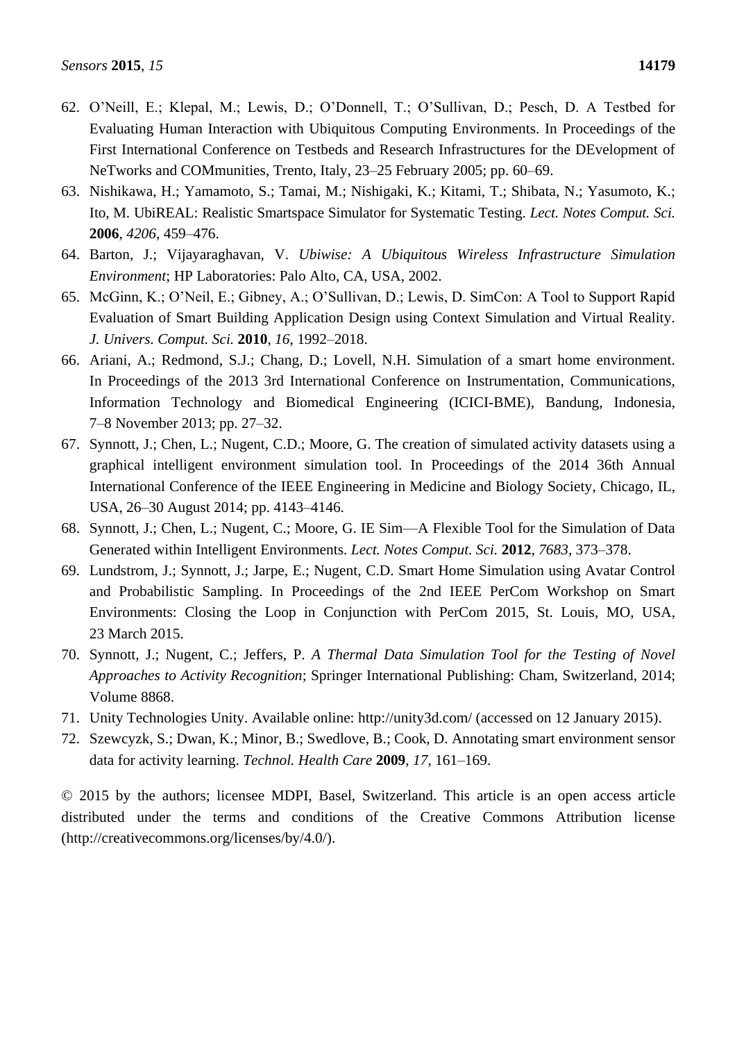62. O'Neill, E.; Klepal, M.; Lewis, D.; O'Donnell, T.; O'Sullivan, D.; Pesch, D. A Testbed for Evaluating Human Interaction with Ubiquitous Computing Environments. In Proceedings of the First International Conference on Testbeds and Research Infrastructures for the DEvelopment of NeTworks and COMmunities, Trento, Italy, 23–25 February 2005; pp. 60–69.
63. Nishikawa, H.; Yamamoto, S.; Tamai, M.; Nishigaki, K.; Kitami, T.; Shibata, N.; Yasumoto, K.; Ito, M. UbiREAL: Realistic Smartspace Simulator for Systematic Testing. *Lect. Notes Comput. Sci.* **2006**, *4206*, 459–476.
64. Barton, J.; Vijayaraghavan, V. *Ubiwise: A Ubiquitous Wireless Infrastructure Simulation Environment*; HP Laboratories: Palo Alto, CA, USA, 2002.
65. McGinn, K.; O'Neil, E.; Gibney, A.; O'Sullivan, D.; Lewis, D. SimCon: A Tool to Support Rapid Evaluation of Smart Building Application Design using Context Simulation and Virtual Reality. *J. Univers. Comput. Sci.* **2010**, *16*, 1992–2018.
66. Ariani, A.; Redmond, S.J.; Chang, D.; Lovell, N.H. Simulation of a smart home environment. In Proceedings of the 2013 3rd International Conference on Instrumentation, Communications, Information Technology and Biomedical Engineering (ICICI-BME), Bandung, Indonesia, 7–8 November 2013; pp. 27–32.
67. Synnott, J.; Chen, L.; Nugent, C.D.; Moore, G. The creation of simulated activity datasets using a graphical intelligent environment simulation tool. In Proceedings of the 2014 36th Annual International Conference of the IEEE Engineering in Medicine and Biology Society, Chicago, IL, USA, 26–30 August 2014; pp. 4143–4146.
68. Synnott, J.; Chen, L.; Nugent, C.; Moore, G. IE Sim—A Flexible Tool for the Simulation of Data Generated within Intelligent Environments. *Lect. Notes Comput. Sci.* **2012**, *7683*, 373–378.
69. Lundstrom, J.; Synnott, J.; Jarpe, E.; Nugent, C.D. Smart Home Simulation using Avatar Control and Probabilistic Sampling. In Proceedings of the 2nd IEEE PerCom Workshop on Smart Environments: Closing the Loop in Conjunction with PerCom 2015, St. Louis, MO, USA, 23 March 2015.
70. Synnott, J.; Nugent, C.; Jeffers, P. *A Thermal Data Simulation Tool for the Testing of Novel Approaches to Activity Recognition*; Springer International Publishing: Cham, Switzerland, 2014; Volume 8868.
71. Unity Technologies Unity. Available online: http://unity3d.com/ (accessed on 12 January 2015).
72. Szewcyzk, S.; Dwan, K.; Minor, B.; Swedlove, B.; Cook, D. Annotating smart environment sensor data for activity learning. *Technol. Health Care* **2009**, *17*, 161–169.

© 2015 by the authors; licensee MDPI, Basel, Switzerland. This article is an open access article distributed under the terms and conditions of the Creative Commons Attribution license (http://creativecommons.org/licenses/by/4.0/).